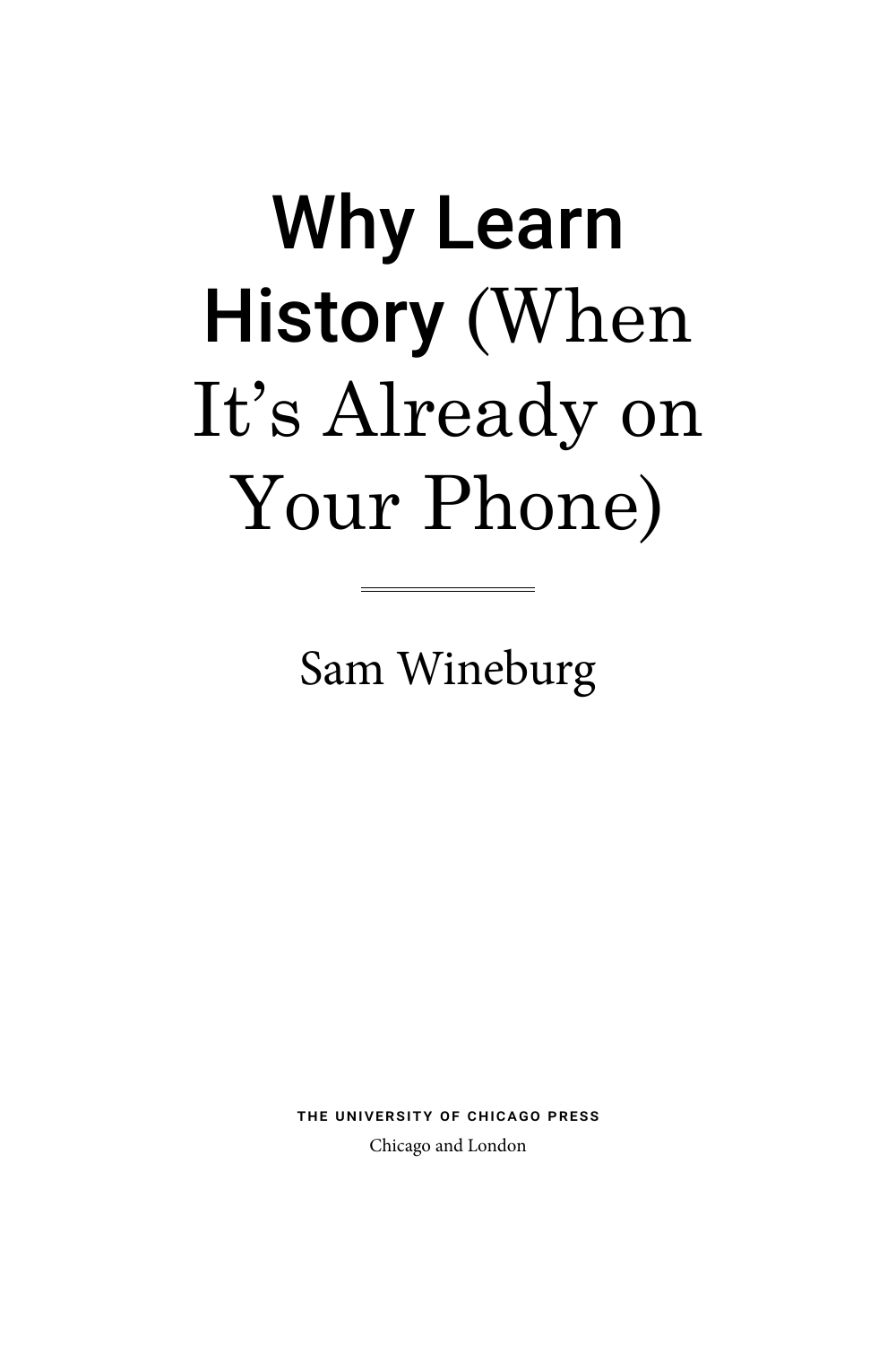# **Why Learn History** (When It's Already on Your Phone)

Sam Wineburg

THE UNIVERSITY OF CHICAGO PRESS

Chicago and London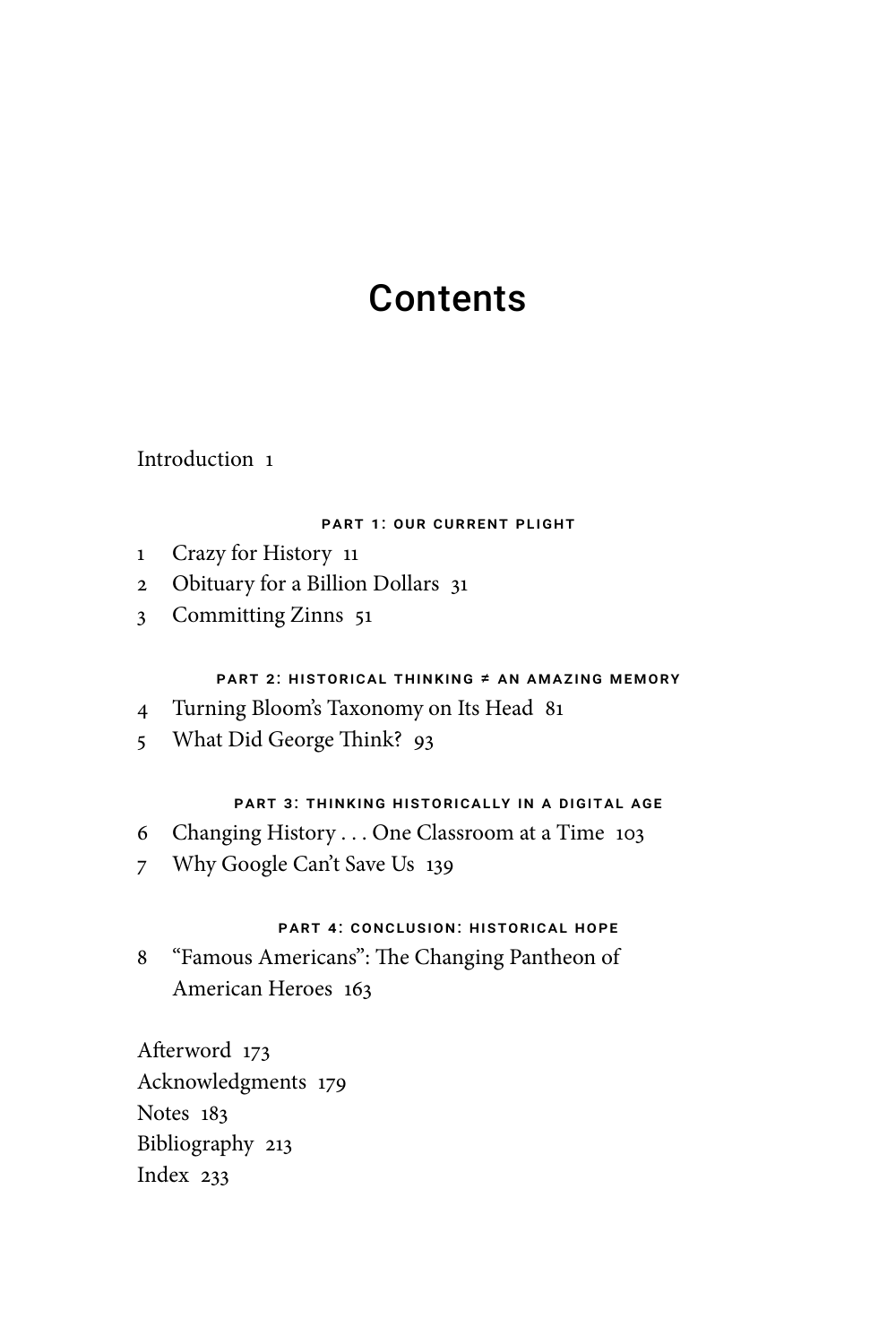# Contents

Introduction 1

### PART 1: OUR CURRENT PLIGHT

1 Crazy for History 11
2 Obituary for a Billion Dollars 31
3 Committing Zinns 51

### PART 2: HISTORICAL THINKING ≠ AN AMAZING MEMORY

4 Turning Bloom's Taxonomy on Its Head 81
5 What Did George Think? 93

### PART 3: THINKING HISTORICALLY IN A DIGITAL AGE

6 Changing History . . . One Classroom at a Time 103
7 Why Google Can't Save Us 139

### PART 4: CONCLUSION: HISTORICAL HOPE

8 "Famous Americans": The Changing Pantheon of American Heroes 163

Afterword 173
Acknowledgments 179
Notes 183
Bibliography 213
Index 233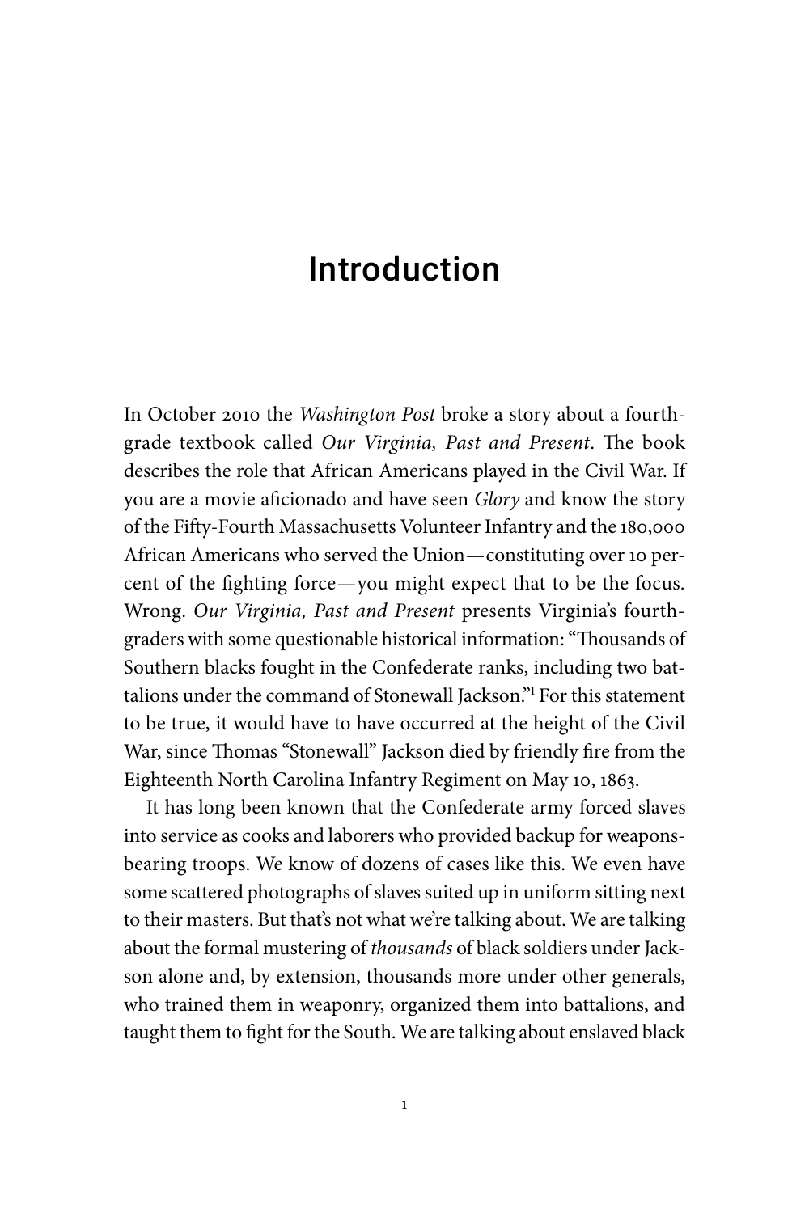# Introduction

In October 2010 the *Washington Post* broke a story about a fourth-grade textbook called *Our Virginia, Past and Present*. The book describes the role that African Americans played in the Civil War. If you are a movie aficionado and have seen *Glory* and know the story of the Fifty-Fourth Massachusetts Volunteer Infantry and the 180,000 African Americans who served the Union—constituting over 10 percent of the fighting force—you might expect that to be the focus. Wrong. *Our Virginia, Past and Present* presents Virginia's fourth-graders with some questionable historical information: "Thousands of Southern blacks fought in the Confederate ranks, including two battalions under the command of Stonewall Jackson."[1] For this statement to be true, it would have to have occurred at the height of the Civil War, since Thomas "Stonewall" Jackson died by friendly fire from the Eighteenth North Carolina Infantry Regiment on May 10, 1863.

It has long been known that the Confederate army forced slaves into service as cooks and laborers who provided backup for weapons-bearing troops. We know of dozens of cases like this. We even have some scattered photographs of slaves suited up in uniform sitting next to their masters. But that's not what we're talking about. We are talking about the formal mustering of *thousands* of black soldiers under Jackson alone and, by extension, thousands more under other generals, who trained them in weaponry, organized them into battalions, and taught them to fight for the South. We are talking about enslaved black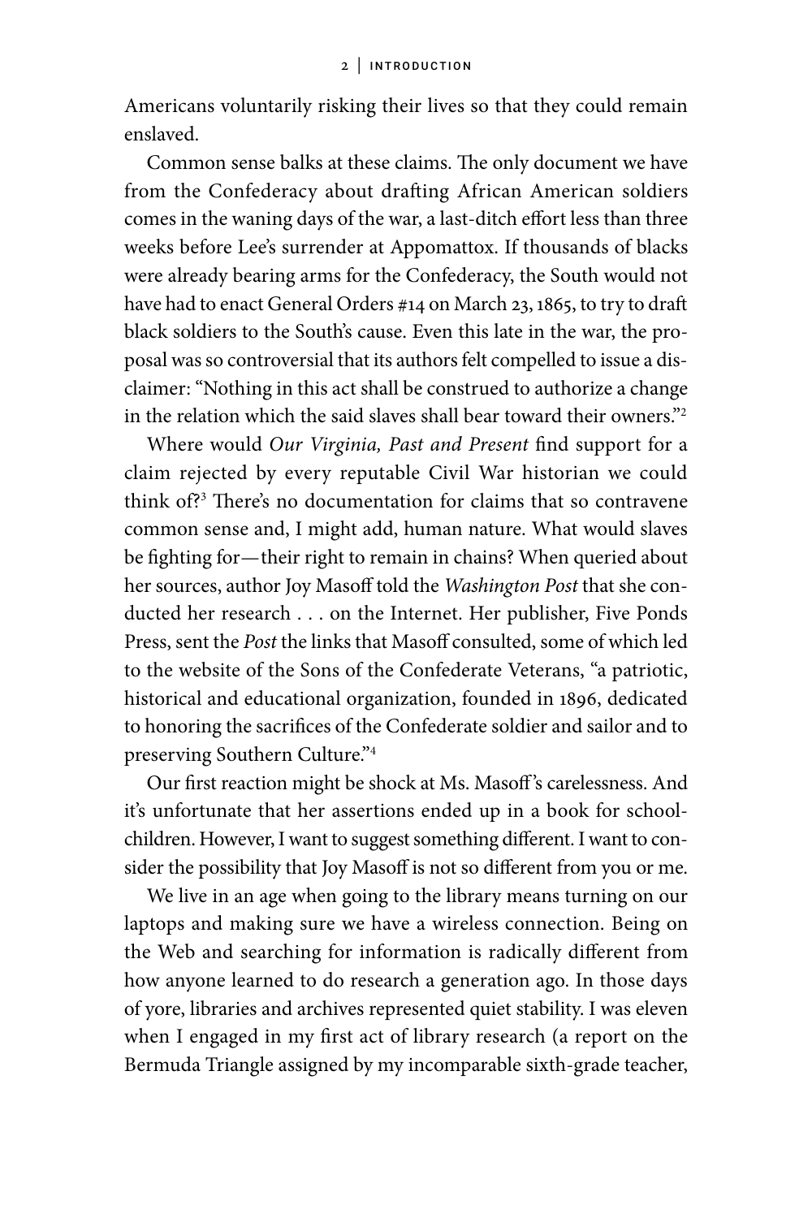Americans voluntarily risking their lives so that they could remain enslaved.

Common sense balks at these claims. The only document we have from the Confederacy about drafting African American soldiers comes in the waning days of the war, a last-ditch effort less than three weeks before Lee's surrender at Appomattox. If thousands of blacks were already bearing arms for the Confederacy, the South would not have had to enact General Orders #14 on March 23, 1865, to try to draft black soldiers to the South's cause. Even this late in the war, the proposal was so controversial that its authors felt compelled to issue a disclaimer: "Nothing in this act shall be construed to authorize a change in the relation which the said slaves shall bear toward their owners."[2]

Where would *Our Virginia, Past and Present* find support for a claim rejected by every reputable Civil War historian we could think of?[3] There's no documentation for claims that so contravene common sense and, I might add, human nature. What would slaves be fighting for—their right to remain in chains? When queried about her sources, author Joy Masoff told the *Washington Post* that she conducted her research . . . on the Internet. Her publisher, Five Ponds Press, sent the *Post* the links that Masoff consulted, some of which led to the website of the Sons of the Confederate Veterans, "a patriotic, historical and educational organization, founded in 1896, dedicated to honoring the sacrifices of the Confederate soldier and sailor and to preserving Southern Culture."[4]

Our first reaction might be shock at Ms. Masoff's carelessness. And it's unfortunate that her assertions ended up in a book for schoolchildren. However, I want to suggest something different. I want to consider the possibility that Joy Masoff is not so different from you or me.

We live in an age when going to the library means turning on our laptops and making sure we have a wireless connection. Being on the Web and searching for information is radically different from how anyone learned to do research a generation ago. In those days of yore, libraries and archives represented quiet stability. I was eleven when I engaged in my first act of library research (a report on the Bermuda Triangle assigned by my incomparable sixth-grade teacher,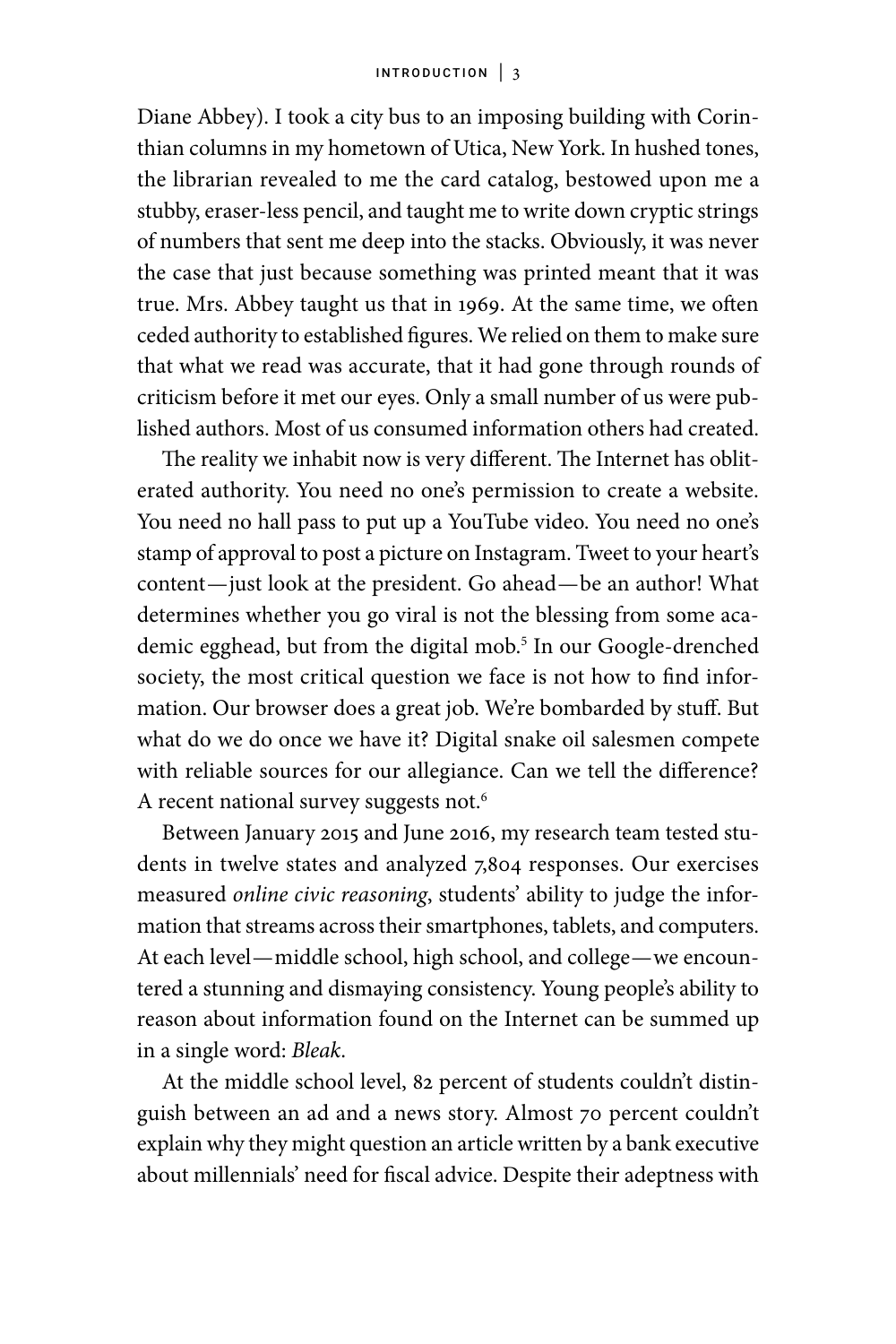Diane Abbey). I took a city bus to an imposing building with Corinthian columns in my hometown of Utica, New York. In hushed tones, the librarian revealed to me the card catalog, bestowed upon me a stubby, eraser-less pencil, and taught me to write down cryptic strings of numbers that sent me deep into the stacks. Obviously, it was never the case that just because something was printed meant that it was true. Mrs. Abbey taught us that in 1969. At the same time, we often ceded authority to established figures. We relied on them to make sure that what we read was accurate, that it had gone through rounds of criticism before it met our eyes. Only a small number of us were published authors. Most of us consumed information others had created.

The reality we inhabit now is very different. The Internet has obliterated authority. You need no one's permission to create a website. You need no hall pass to put up a YouTube video. You need no one's stamp of approval to post a picture on Instagram. Tweet to your heart's content—just look at the president. Go ahead—be an author! What determines whether you go viral is not the blessing from some academic egghead, but from the digital mob.[5] In our Google-drenched society, the most critical question we face is not how to find information. Our browser does a great job. We're bombarded by stuff. But what do we do once we have it? Digital snake oil salesmen compete with reliable sources for our allegiance. Can we tell the difference? A recent national survey suggests not.[6]

Between January 2015 and June 2016, my research team tested students in twelve states and analyzed 7,804 responses. Our exercises measured *online civic reasoning*, students' ability to judge the information that streams across their smartphones, tablets, and computers. At each level—middle school, high school, and college—we encountered a stunning and dismaying consistency. Young people's ability to reason about information found on the Internet can be summed up in a single word: *Bleak*.

At the middle school level, 82 percent of students couldn't distinguish between an ad and a news story. Almost 70 percent couldn't explain why they might question an article written by a bank executive about millennials' need for fiscal advice. Despite their adeptness with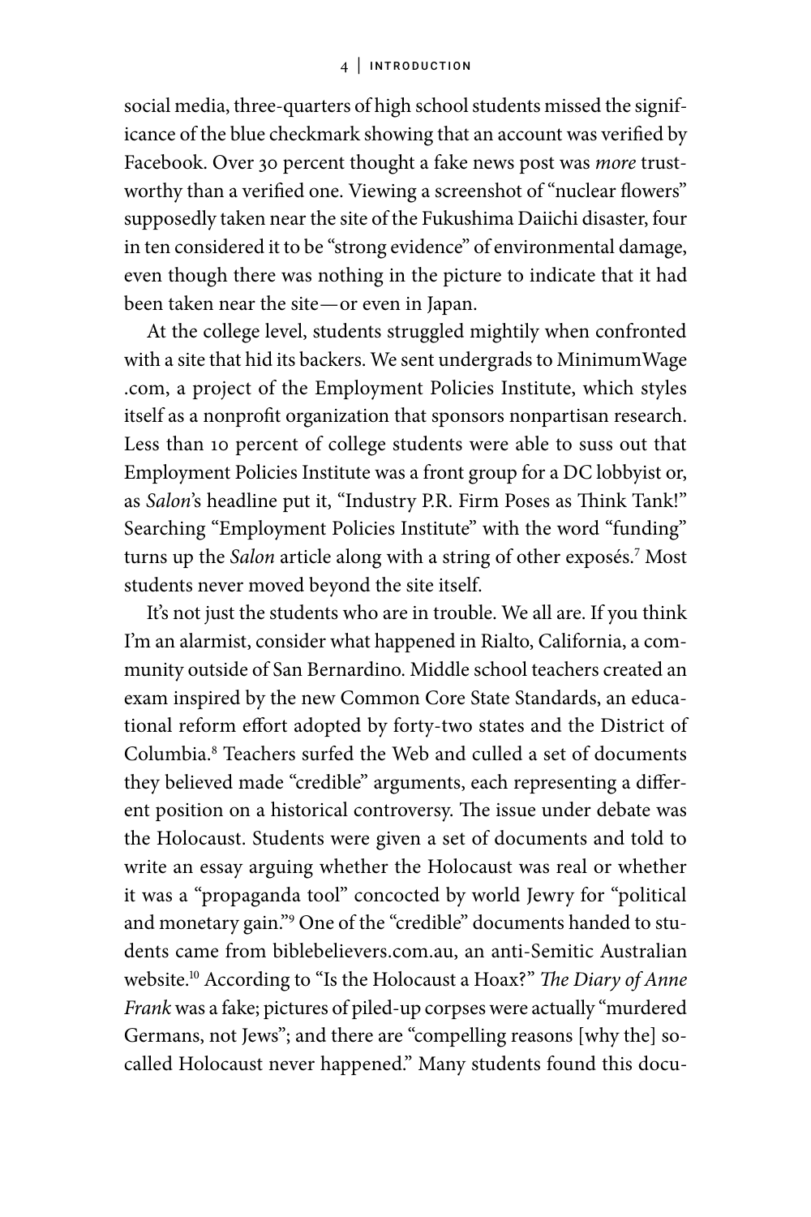social media, three-quarters of high school students missed the significance of the blue checkmark showing that an account was verified by Facebook. Over 30 percent thought a fake news post was *more* trustworthy than a verified one. Viewing a screenshot of "nuclear flowers" supposedly taken near the site of the Fukushima Daiichi disaster, four in ten considered it to be "strong evidence" of environmental damage, even though there was nothing in the picture to indicate that it had been taken near the site—or even in Japan.

At the college level, students struggled mightily when confronted with a site that hid its backers. We sent undergrads to MinimumWage.com, a project of the Employment Policies Institute, which styles itself as a nonprofit organization that sponsors nonpartisan research. Less than 10 percent of college students were able to suss out that Employment Policies Institute was a front group for a DC lobbyist or, as *Salon*'s headline put it, "Industry P.R. Firm Poses as Think Tank!" Searching "Employment Policies Institute" with the word "funding" turns up the *Salon* article along with a string of other exposés.[7] Most students never moved beyond the site itself.

It's not just the students who are in trouble. We all are. If you think I'm an alarmist, consider what happened in Rialto, California, a community outside of San Bernardino. Middle school teachers created an exam inspired by the new Common Core State Standards, an educational reform effort adopted by forty-two states and the District of Columbia.[8] Teachers surfed the Web and culled a set of documents they believed made "credible" arguments, each representing a different position on a historical controversy. The issue under debate was the Holocaust. Students were given a set of documents and told to write an essay arguing whether the Holocaust was real or whether it was a "propaganda tool" concocted by world Jewry for "political and monetary gain."[9] One of the "credible" documents handed to students came from biblebelievers.com.au, an anti-Semitic Australian website.[10] According to "Is the Holocaust a Hoax?" *The Diary of Anne Frank* was a fake; pictures of piled-up corpses were actually "murdered Germans, not Jews"; and there are "compelling reasons [why the] so-called Holocaust never happened." Many students found this docu-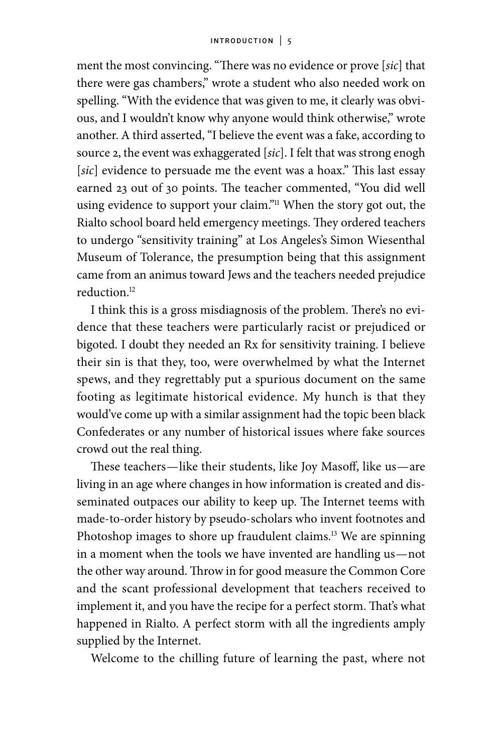ment the most convincing. "There was no evidence or prove [*sic*] that there were gas chambers," wrote a student who also needed work on spelling. "With the evidence that was given to me, it clearly was obvious, and I wouldn't know why anyone would think otherwise," wrote another. A third asserted, "I believe the event was a fake, according to source 2, the event was exhaggerated [*sic*]. I felt that was strong enogh [*sic*] evidence to persuade me the event was a hoax." This last essay earned 23 out of 30 points. The teacher commented, "You did well using evidence to support your claim."[11] When the story got out, the Rialto school board held emergency meetings. They ordered teachers to undergo "sensitivity training" at Los Angeles's Simon Wiesenthal Museum of Tolerance, the presumption being that this assignment came from an animus toward Jews and the teachers needed prejudice reduction.[12]

I think this is a gross misdiagnosis of the problem. There's no evidence that these teachers were particularly racist or prejudiced or bigoted. I doubt they needed an Rx for sensitivity training. I believe their sin is that they, too, were overwhelmed by what the Internet spews, and they regrettably put a spurious document on the same footing as legitimate historical evidence. My hunch is that they would've come up with a similar assignment had the topic been black Confederates or any number of historical issues where fake sources crowd out the real thing.

These teachers—like their students, like Joy Masoff, like us—are living in an age where changes in how information is created and disseminated outpaces our ability to keep up. The Internet teems with made-to-order history by pseudo-scholars who invent footnotes and Photoshop images to shore up fraudulent claims.[13] We are spinning in a moment when the tools we have invented are handling us—not the other way around. Throw in for good measure the Common Core and the scant professional development that teachers received to implement it, and you have the recipe for a perfect storm. That's what happened in Rialto. A perfect storm with all the ingredients amply supplied by the Internet.

Welcome to the chilling future of learning the past, where not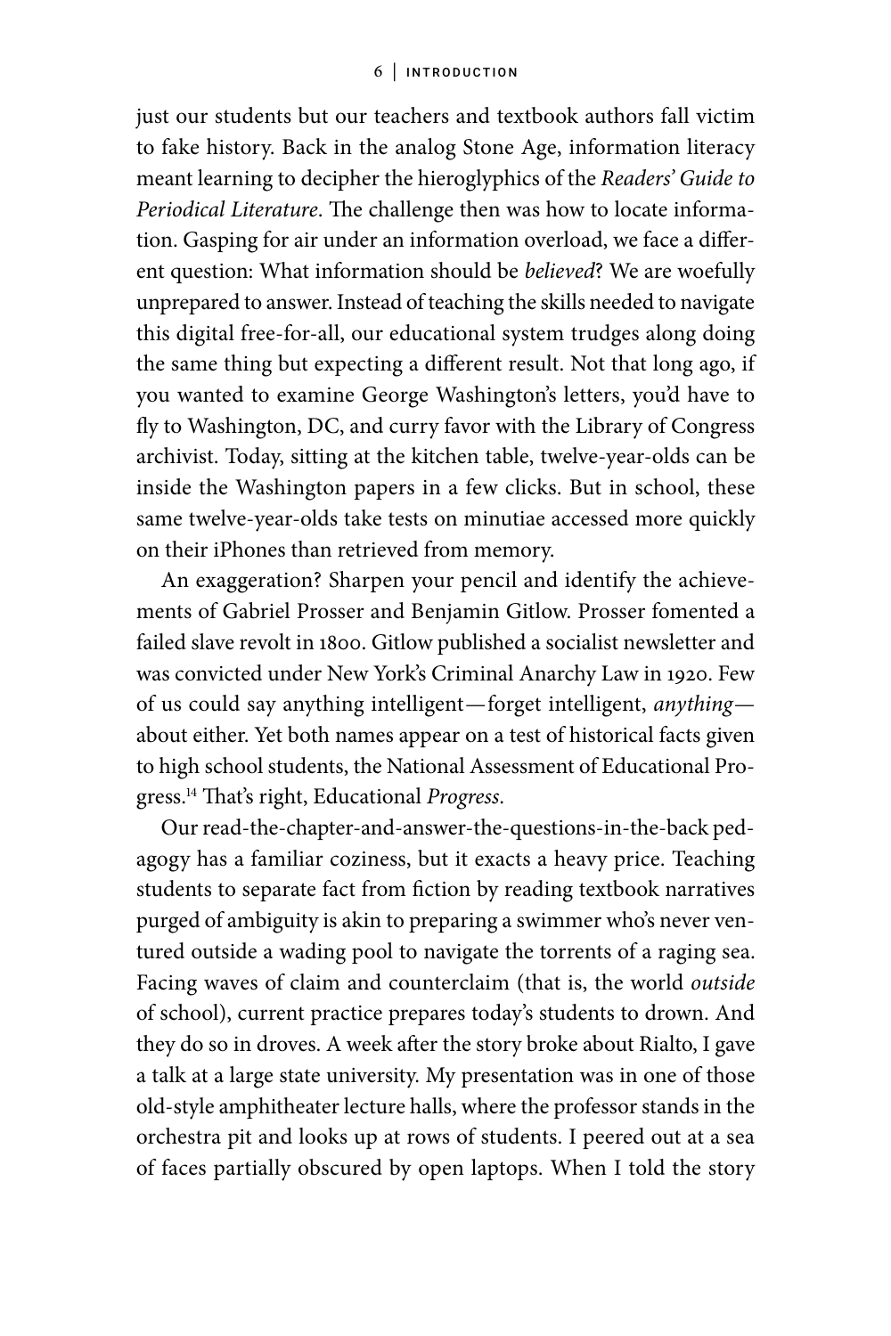just our students but our teachers and textbook authors fall victim to fake history. Back in the analog Stone Age, information literacy meant learning to decipher the hieroglyphics of the *Readers' Guide to Periodical Literature*. The challenge then was how to locate information. Gasping for air under an information overload, we face a different question: What information should be *believed*? We are woefully unprepared to answer. Instead of teaching the skills needed to navigate this digital free-for-all, our educational system trudges along doing the same thing but expecting a different result. Not that long ago, if you wanted to examine George Washington's letters, you'd have to fly to Washington, DC, and curry favor with the Library of Congress archivist. Today, sitting at the kitchen table, twelve-year-olds can be inside the Washington papers in a few clicks. But in school, these same twelve-year-olds take tests on minutiae accessed more quickly on their iPhones than retrieved from memory.

An exaggeration? Sharpen your pencil and identify the achievements of Gabriel Prosser and Benjamin Gitlow. Prosser fomented a failed slave revolt in 1800. Gitlow published a socialist newsletter and was convicted under New York's Criminal Anarchy Law in 1920. Few of us could say anything intelligent—forget intelligent, *anything*—about either. Yet both names appear on a test of historical facts given to high school students, the National Assessment of Educational Progress.[14] That's right, Educational *Progress*.

Our read-the-chapter-and-answer-the-questions-in-the-back pedagogy has a familiar coziness, but it exacts a heavy price. Teaching students to separate fact from fiction by reading textbook narratives purged of ambiguity is akin to preparing a swimmer who's never ventured outside a wading pool to navigate the torrents of a raging sea. Facing waves of claim and counterclaim (that is, the world *outside* of school), current practice prepares today's students to drown. And they do so in droves. A week after the story broke about Rialto, I gave a talk at a large state university. My presentation was in one of those old-style amphitheater lecture halls, where the professor stands in the orchestra pit and looks up at rows of students. I peered out at a sea of faces partially obscured by open laptops. When I told the story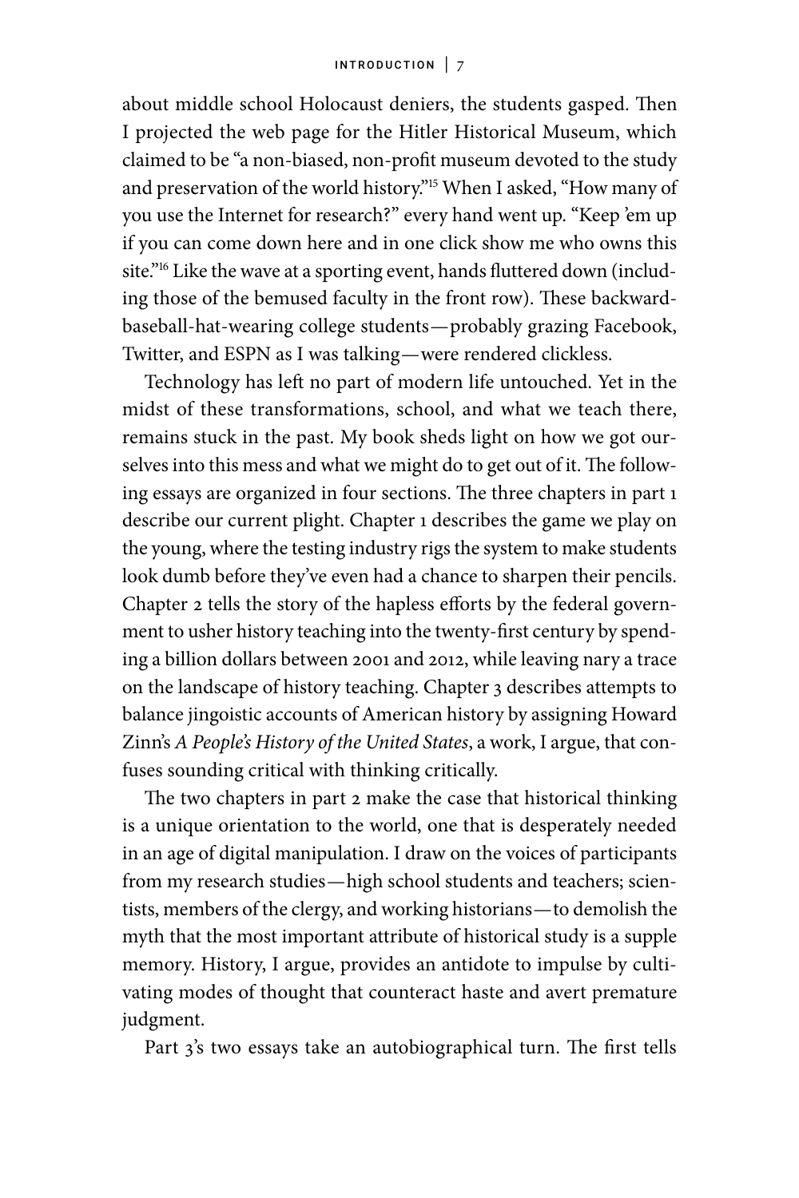about middle school Holocaust deniers, the students gasped. Then I projected the web page for the Hitler Historical Museum, which claimed to be "a non-biased, non-profit museum devoted to the study and preservation of the world history."[15] When I asked, "How many of you use the Internet for research?" every hand went up. "Keep 'em up if you can come down here and in one click show me who owns this site."[16] Like the wave at a sporting event, hands fluttered down (including those of the bemused faculty in the front row). These backward-baseball-hat-wearing college students—probably grazing Facebook, Twitter, and ESPN as I was talking—were rendered clickless.

Technology has left no part of modern life untouched. Yet in the midst of these transformations, school, and what we teach there, remains stuck in the past. My book sheds light on how we got ourselves into this mess and what we might do to get out of it. The following essays are organized in four sections. The three chapters in part 1 describe our current plight. Chapter 1 describes the game we play on the young, where the testing industry rigs the system to make students look dumb before they've even had a chance to sharpen their pencils. Chapter 2 tells the story of the hapless efforts by the federal government to usher history teaching into the twenty-first century by spending a billion dollars between 2001 and 2012, while leaving nary a trace on the landscape of history teaching. Chapter 3 describes attempts to balance jingoistic accounts of American history by assigning Howard Zinn's *A People's History of the United States*, a work, I argue, that confuses sounding critical with thinking critically.

The two chapters in part 2 make the case that historical thinking is a unique orientation to the world, one that is desperately needed in an age of digital manipulation. I draw on the voices of participants from my research studies—high school students and teachers; scientists, members of the clergy, and working historians—to demolish the myth that the most important attribute of historical study is a supple memory. History, I argue, provides an antidote to impulse by cultivating modes of thought that counteract haste and avert premature judgment.

Part 3's two essays take an autobiographical turn. The first tells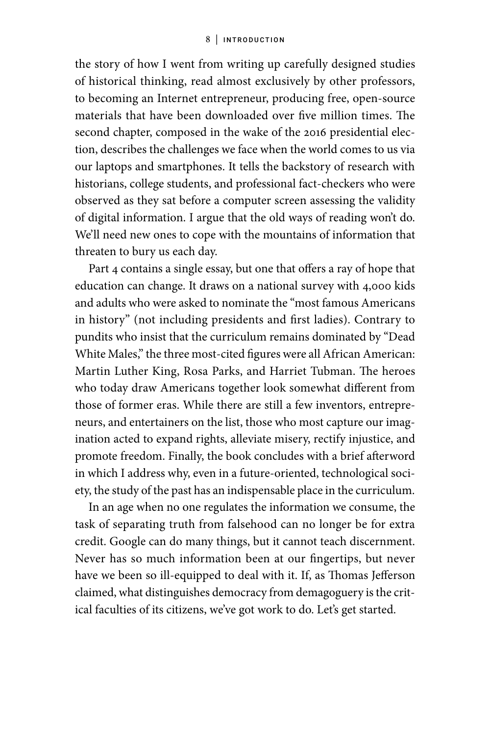the story of how I went from writing up carefully designed studies of historical thinking, read almost exclusively by other professors, to becoming an Internet entrepreneur, producing free, open-source materials that have been downloaded over five million times. The second chapter, composed in the wake of the 2016 presidential election, describes the challenges we face when the world comes to us via our laptops and smartphones. It tells the backstory of research with historians, college students, and professional fact-checkers who were observed as they sat before a computer screen assessing the validity of digital information. I argue that the old ways of reading won't do. We'll need new ones to cope with the mountains of information that threaten to bury us each day.

Part 4 contains a single essay, but one that offers a ray of hope that education can change. It draws on a national survey with 4,000 kids and adults who were asked to nominate the "most famous Americans in history" (not including presidents and first ladies). Contrary to pundits who insist that the curriculum remains dominated by "Dead White Males," the three most-cited figures were all African American: Martin Luther King, Rosa Parks, and Harriet Tubman. The heroes who today draw Americans together look somewhat different from those of former eras. While there are still a few inventors, entrepreneurs, and entertainers on the list, those who most capture our imagination acted to expand rights, alleviate misery, rectify injustice, and promote freedom. Finally, the book concludes with a brief afterword in which I address why, even in a future-oriented, technological society, the study of the past has an indispensable place in the curriculum.

In an age when no one regulates the information we consume, the task of separating truth from falsehood can no longer be for extra credit. Google can do many things, but it cannot teach discernment. Never has so much information been at our fingertips, but never have we been so ill-equipped to deal with it. If, as Thomas Jefferson claimed, what distinguishes democracy from demagoguery is the critical faculties of its citizens, we've got work to do. Let's get started.